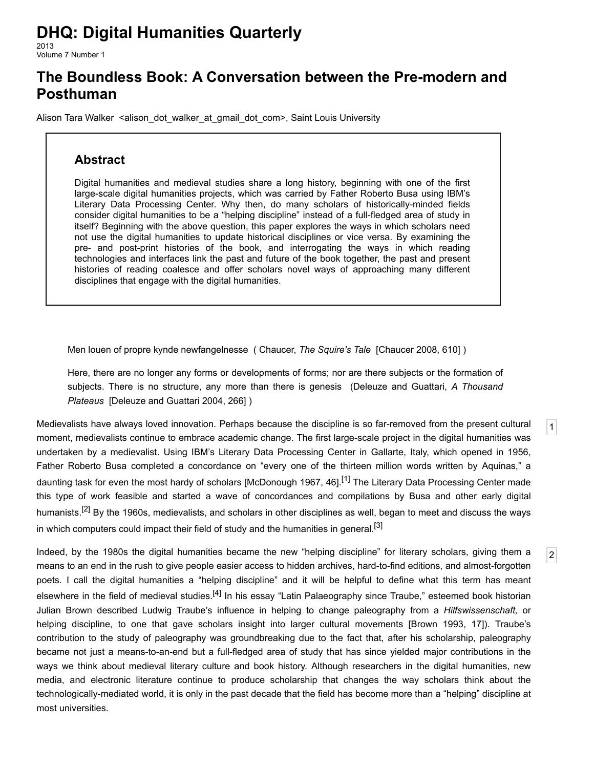# DHQ: Digital Humanities Quarterly

2013
Volume 7 Number 1

## The Boundless Book: A Conversation between the Pre-modern and Posthuman

Alison Tara Walker <alison_dot_walker_at_gmail_dot_com>, Saint Louis University

### Abstract

Digital humanities and medieval studies share a long history, beginning with one of the first large-scale digital humanities projects, which was carried by Father Roberto Busa using IBM's Literary Data Processing Center. Why then, do many scholars of historically-minded fields consider digital humanities to be a "helping discipline" instead of a full-fledged area of study in itself? Beginning with the above question, this paper explores the ways in which scholars need not use the digital humanities to update historical disciplines or vice versa. By examining the pre- and post-print histories of the book, and interrogating the ways in which reading technologies and interfaces link the past and future of the book together, the past and present histories of reading coalesce and offer scholars novel ways of approaching many different disciplines that engage with the digital humanities.

> Men louen of propre kynde newfangelnesse ( Chaucer, *The Squire's Tale* [Chaucer 2008, 610] )

> Here, there are no longer any forms or developments of forms; nor are there subjects or the formation of subjects. There is no structure, any more than there is genesis (Deleuze and Guattari, *A Thousand Plateaus* [Deleuze and Guattari 2004, 266] )

1 Medievalists have always loved innovation. Perhaps because the discipline is so far-removed from the present cultural moment, medievalists continue to embrace academic change. The first large-scale project in the digital humanities was undertaken by a medievalist. Using IBM's Literary Data Processing Center in Gallarte, Italy, which opened in 1956, Father Roberto Busa completed a concordance on "every one of the thirteen million words written by Aquinas," a daunting task for even the most hardy of scholars [McDonough 1967, 46].[1] The Literary Data Processing Center made this type of work feasible and started a wave of concordances and compilations by Busa and other early digital humanists.[2] By the 1960s, medievalists, and scholars in other disciplines as well, began to meet and discuss the ways in which computers could impact their field of study and the humanities in general.[3]

2 Indeed, by the 1980s the digital humanities became the new "helping discipline" for literary scholars, giving them a means to an end in the rush to give people easier access to hidden archives, hard-to-find editions, and almost-forgotten poets. I call the digital humanities a "helping discipline" and it will be helpful to define what this term has meant elsewhere in the field of medieval studies.[4] In his essay "Latin Palaeography since Traube," esteemed book historian Julian Brown described Ludwig Traube's influence in helping to change paleography from a *Hilfswissenschaft,* or helping discipline, to one that gave scholars insight into larger cultural movements [Brown 1993, 17]). Traube's contribution to the study of paleography was groundbreaking due to the fact that, after his scholarship, paleography became not just a means-to-an-end but a full-fledged area of study that has since yielded major contributions in the ways we think about medieval literary culture and book history. Although researchers in the digital humanities, new media, and electronic literature continue to produce scholarship that changes the way scholars think about the technologically-mediated world, it is only in the past decade that the field has become more than a "helping" discipline at most universities.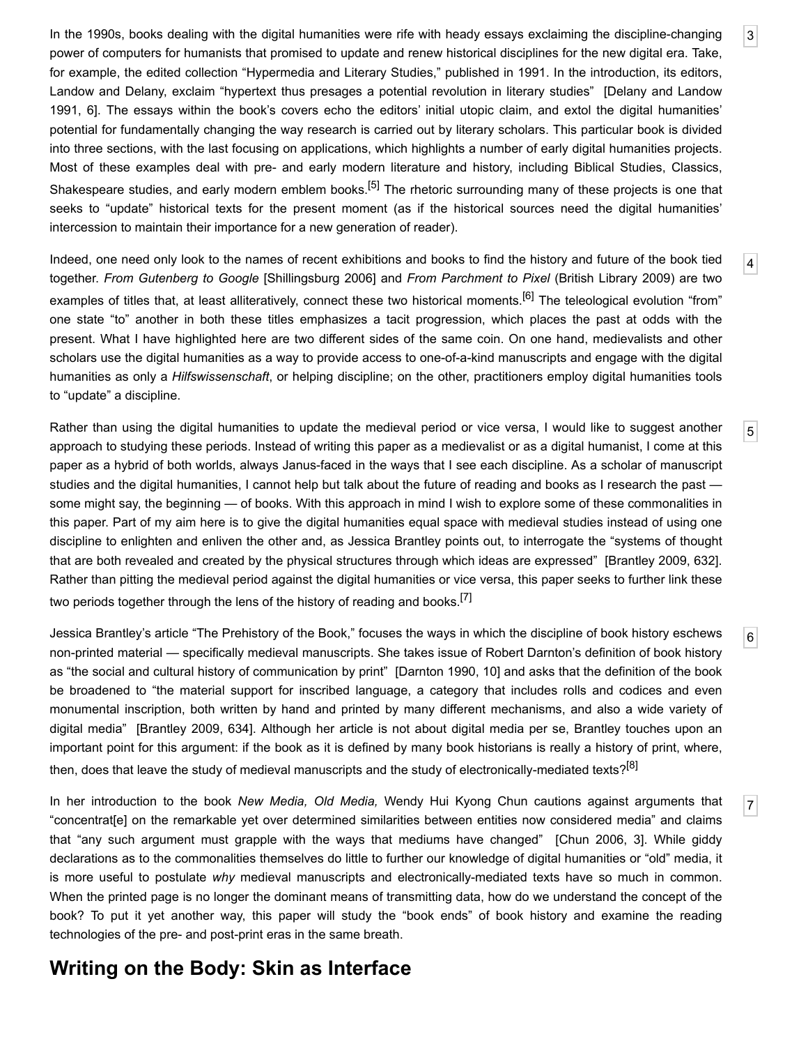In the 1990s, books dealing with the digital humanities were rife with heady essays exclaiming the discipline-changing power of computers for humanists that promised to update and renew historical disciplines for the new digital era. Take, for example, the edited collection "Hypermedia and Literary Studies," published in 1991. In the introduction, its editors, Landow and Delany, exclaim "hypertext thus presages a potential revolution in literary studies" [Delany and Landow 1991, 6]. The essays within the book's covers echo the editors' initial utopic claim, and extol the digital humanities' potential for fundamentally changing the way research is carried out by literary scholars. This particular book is divided into three sections, with the last focusing on applications, which highlights a number of early digital humanities projects. Most of these examples deal with pre- and early modern literature and history, including Biblical Studies, Classics, Shakespeare studies, and early modern emblem books.[5] The rhetoric surrounding many of these projects is one that seeks to "update" historical texts for the present moment (as if the historical sources need the digital humanities' intercession to maintain their importance for a new generation of reader).

Indeed, one need only look to the names of recent exhibitions and books to find the history and future of the book tied together. *From Gutenberg to Google* [Shillingsburg 2006] and *From Parchment to Pixel* (British Library 2009) are two examples of titles that, at least alliteratively, connect these two historical moments.[6] The teleological evolution "from" one state "to" another in both these titles emphasizes a tacit progression, which places the past at odds with the present. What I have highlighted here are two different sides of the same coin. On one hand, medievalists and other scholars use the digital humanities as a way to provide access to one-of-a-kind manuscripts and engage with the digital humanities as only a *Hilfswissenschaft*, or helping discipline; on the other, practitioners employ digital humanities tools to "update" a discipline.

Rather than using the digital humanities to update the medieval period or vice versa, I would like to suggest another approach to studying these periods. Instead of writing this paper as a medievalist or as a digital humanist, I come at this paper as a hybrid of both worlds, always Janus-faced in the ways that I see each discipline. As a scholar of manuscript studies and the digital humanities, I cannot help but talk about the future of reading and books as I research the past — some might say, the beginning — of books. With this approach in mind I wish to explore some of these commonalities in this paper. Part of my aim here is to give the digital humanities equal space with medieval studies instead of using one discipline to enlighten and enliven the other and, as Jessica Brantley points out, to interrogate the "systems of thought that are both revealed and created by the physical structures through which ideas are expressed" [Brantley 2009, 632]. Rather than pitting the medieval period against the digital humanities or vice versa, this paper seeks to further link these two periods together through the lens of the history of reading and books.[7]

Jessica Brantley's article "The Prehistory of the Book," focuses the ways in which the discipline of book history eschews non-printed material — specifically medieval manuscripts. She takes issue of Robert Darnton's definition of book history as "the social and cultural history of communication by print" [Darnton 1990, 10] and asks that the definition of the book be broadened to "the material support for inscribed language, a category that includes rolls and codices and even monumental inscription, both written by hand and printed by many different mechanisms, and also a wide variety of digital media" [Brantley 2009, 634]. Although her article is not about digital media per se, Brantley touches upon an important point for this argument: if the book as it is defined by many book historians is really a history of print, where, then, does that leave the study of medieval manuscripts and the study of electronically-mediated texts?[8]

In her introduction to the book *New Media, Old Media,* Wendy Hui Kyong Chun cautions against arguments that "concentrat[e] on the remarkable yet over determined similarities between entities now considered media" and claims that "any such argument must grapple with the ways that mediums have changed" [Chun 2006, 3]. While giddy declarations as to the commonalities themselves do little to further our knowledge of digital humanities or "old" media, it is more useful to postulate *why* medieval manuscripts and electronically-mediated texts have so much in common. When the printed page is no longer the dominant means of transmitting data, how do we understand the concept of the book? To put it yet another way, this paper will study the "book ends" of book history and examine the reading technologies of the pre- and post-print eras in the same breath.

## Writing on the Body: Skin as Interface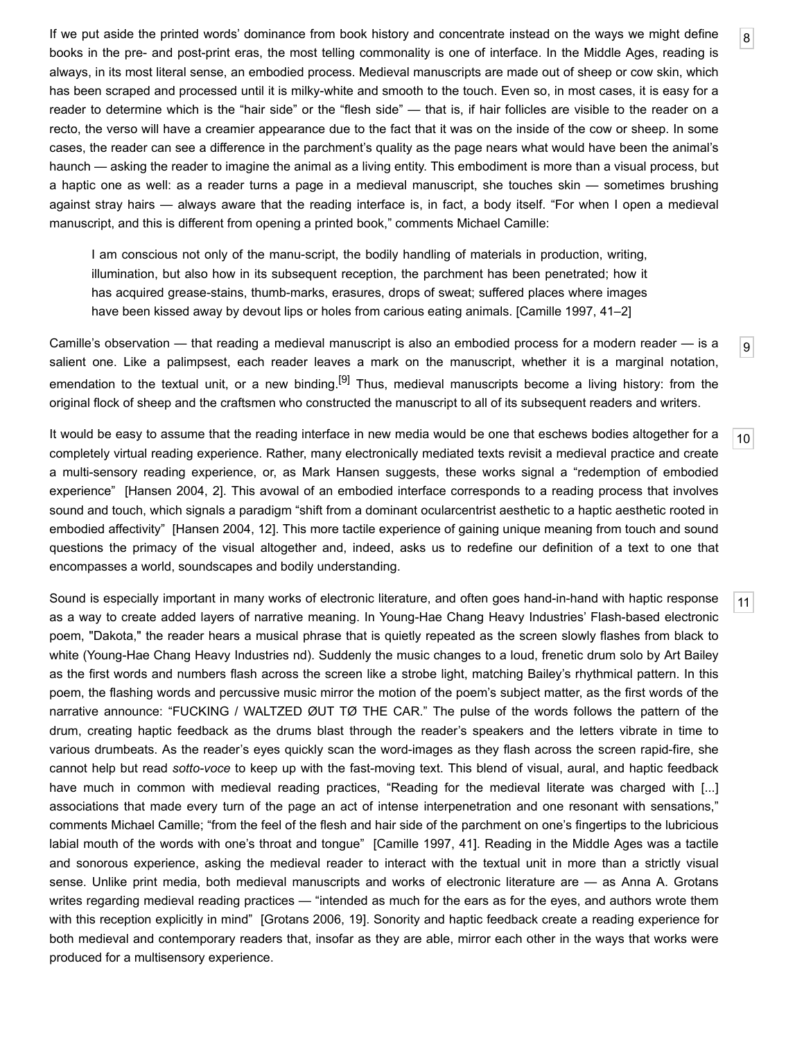If we put aside the printed words' dominance from book history and concentrate instead on the ways we might define books in the pre- and post-print eras, the most telling commonality is one of interface. In the Middle Ages, reading is always, in its most literal sense, an embodied process. Medieval manuscripts are made out of sheep or cow skin, which has been scraped and processed until it is milky-white and smooth to the touch. Even so, in most cases, it is easy for a reader to determine which is the "hair side" or the "flesh side" — that is, if hair follicles are visible to the reader on a recto, the verso will have a creamier appearance due to the fact that it was on the inside of the cow or sheep. In some cases, the reader can see a difference in the parchment's quality as the page nears what would have been the animal's haunch — asking the reader to imagine the animal as a living entity. This embodiment is more than a visual process, but a haptic one as well: as a reader turns a page in a medieval manuscript, she touches skin — sometimes brushing against stray hairs — always aware that the reading interface is, in fact, a body itself. "For when I open a medieval manuscript, and this is different from opening a printed book," comments Michael Camille:

> I am conscious not only of the manu-script, the bodily handling of materials in production, writing, illumination, but also how in its subsequent reception, the parchment has been penetrated; how it has acquired grease-stains, thumb-marks, erasures, drops of sweat; suffered places where images have been kissed away by devout lips or holes from carious eating animals. [Camille 1997, 41–2]

Camille's observation — that reading a medieval manuscript is also an embodied process for a modern reader — is a salient one. Like a palimpsest, each reader leaves a mark on the manuscript, whether it is a marginal notation, emendation to the textual unit, or a new binding.[9] Thus, medieval manuscripts become a living history: from the original flock of sheep and the craftsmen who constructed the manuscript to all of its subsequent readers and writers.

It would be easy to assume that the reading interface in new media would be one that eschews bodies altogether for a completely virtual reading experience. Rather, many electronically mediated texts revisit a medieval practice and create a multi-sensory reading experience, or, as Mark Hansen suggests, these works signal a "redemption of embodied experience" [Hansen 2004, 2]. This avowal of an embodied interface corresponds to a reading process that involves sound and touch, which signals a paradigm "shift from a dominant ocularcentrist aesthetic to a haptic aesthetic rooted in embodied affectivity" [Hansen 2004, 12]. This more tactile experience of gaining unique meaning from touch and sound questions the primacy of the visual altogether and, indeed, asks us to redefine our definition of a text to one that encompasses a world, soundscapes and bodily understanding.

Sound is especially important in many works of electronic literature, and often goes hand-in-hand with haptic response as a way to create added layers of narrative meaning. In Young-Hae Chang Heavy Industries' Flash-based electronic poem, "Dakota," the reader hears a musical phrase that is quietly repeated as the screen slowly flashes from black to white (Young-Hae Chang Heavy Industries nd). Suddenly the music changes to a loud, frenetic drum solo by Art Bailey as the first words and numbers flash across the screen like a strobe light, matching Bailey's rhythmical pattern. In this poem, the flashing words and percussive music mirror the motion of the poem's subject matter, as the first words of the narrative announce: "FUCKING / WALTZED ØUT TØ THE CAR." The pulse of the words follows the pattern of the drum, creating haptic feedback as the drums blast through the reader's speakers and the letters vibrate in time to various drumbeats. As the reader's eyes quickly scan the word-images as they flash across the screen rapid-fire, she cannot help but read *sotto-voce* to keep up with the fast-moving text. This blend of visual, aural, and haptic feedback have much in common with medieval reading practices, "Reading for the medieval literate was charged with [...] associations that made every turn of the page an act of intense interpenetration and one resonant with sensations," comments Michael Camille; "from the feel of the flesh and hair side of the parchment on one's fingertips to the lubricious labial mouth of the words with one's throat and tongue" [Camille 1997, 41]. Reading in the Middle Ages was a tactile and sonorous experience, asking the medieval reader to interact with the textual unit in more than a strictly visual sense. Unlike print media, both medieval manuscripts and works of electronic literature are — as Anna A. Grotans writes regarding medieval reading practices — "intended as much for the ears as for the eyes, and authors wrote them with this reception explicitly in mind" [Grotans 2006, 19]. Sonority and haptic feedback create a reading experience for both medieval and contemporary readers that, insofar as they are able, mirror each other in the ways that works were produced for a multisensory experience.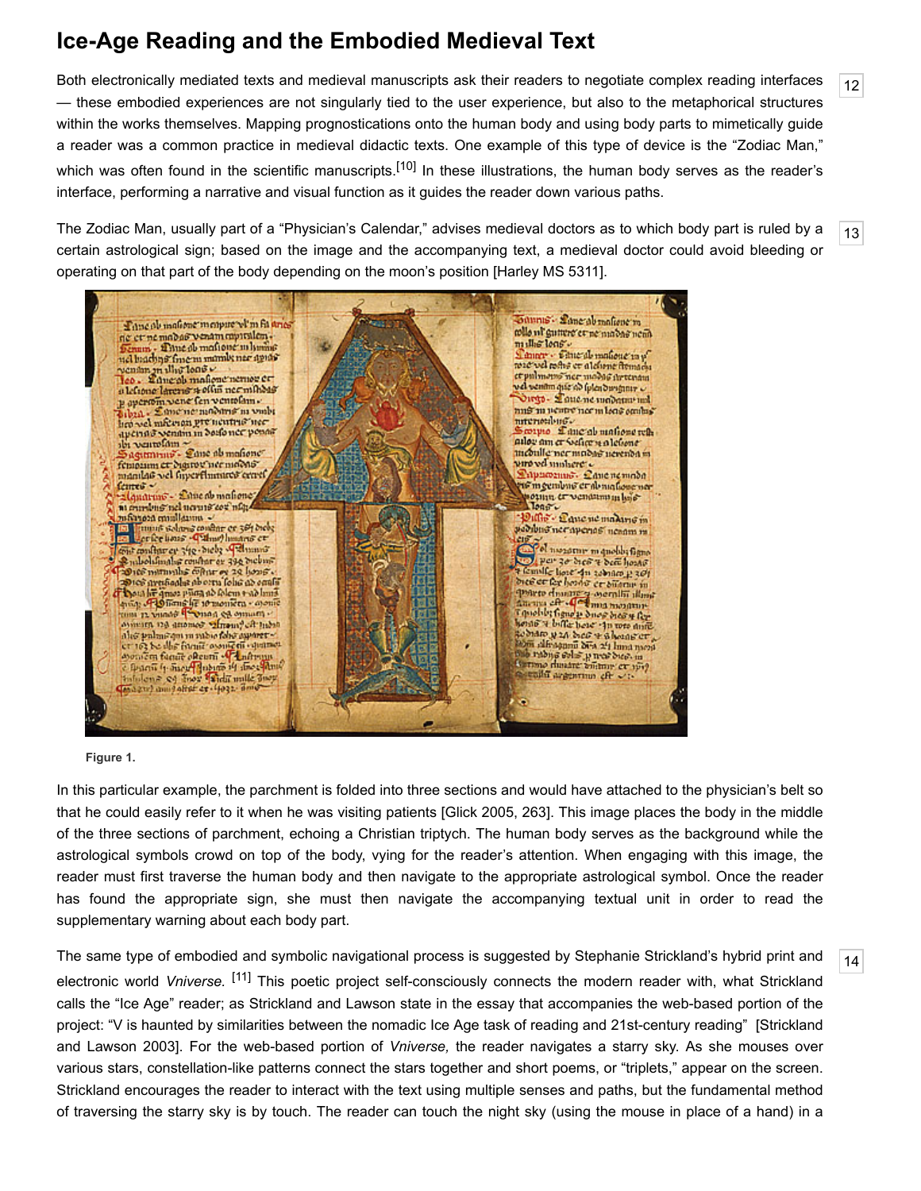## Ice-Age Reading and the Embodied Medieval Text

12

Both electronically mediated texts and medieval manuscripts ask their readers to negotiate complex reading interfaces — these embodied experiences are not singularly tied to the user experience, but also to the metaphorical structures within the works themselves. Mapping prognostications onto the human body and using body parts to mimetically guide a reader was a common practice in medieval didactic texts. One example of this type of device is the "Zodiac Man," which was often found in the scientific manuscripts.[10] In these illustrations, the human body serves as the reader's interface, performing a narrative and visual function as it guides the reader down various paths.

13

The Zodiac Man, usually part of a "Physician's Calendar," advises medieval doctors as to which body part is ruled by a certain astrological sign; based on the image and the accompanying text, a medieval doctor could avoid bleeding or operating on that part of the body depending on the moon's position [Harley MS 5311].

**Figure 1.**

In this particular example, the parchment is folded into three sections and would have attached to the physician's belt so that he could easily refer to it when he was visiting patients [Glick 2005, 263]. This image places the body in the middle of the three sections of parchment, echoing a Christian triptych. The human body serves as the background while the astrological symbols crowd on top of the body, vying for the reader's attention. When engaging with this image, the reader must first traverse the human body and then navigate to the appropriate astrological symbol. Once the reader has found the appropriate sign, she must then navigate the accompanying textual unit in order to read the supplementary warning about each body part.

14

The same type of embodied and symbolic navigational process is suggested by Stephanie Strickland's hybrid print and electronic world *Vniverse.* [11] This poetic project self-consciously connects the modern reader with, what Strickland calls the "Ice Age" reader; as Strickland and Lawson state in the essay that accompanies the web-based portion of the project: "V is haunted by similarities between the nomadic Ice Age task of reading and 21st-century reading" [Strickland and Lawson 2003]. For the web-based portion of *Vniverse,* the reader navigates a starry sky. As she mouses over various stars, constellation-like patterns connect the stars together and short poems, or "triplets," appear on the screen. Strickland encourages the reader to interact with the text using multiple senses and paths, but the fundamental method of traversing the starry sky is by touch. The reader can touch the night sky (using the mouse in place of a hand) in a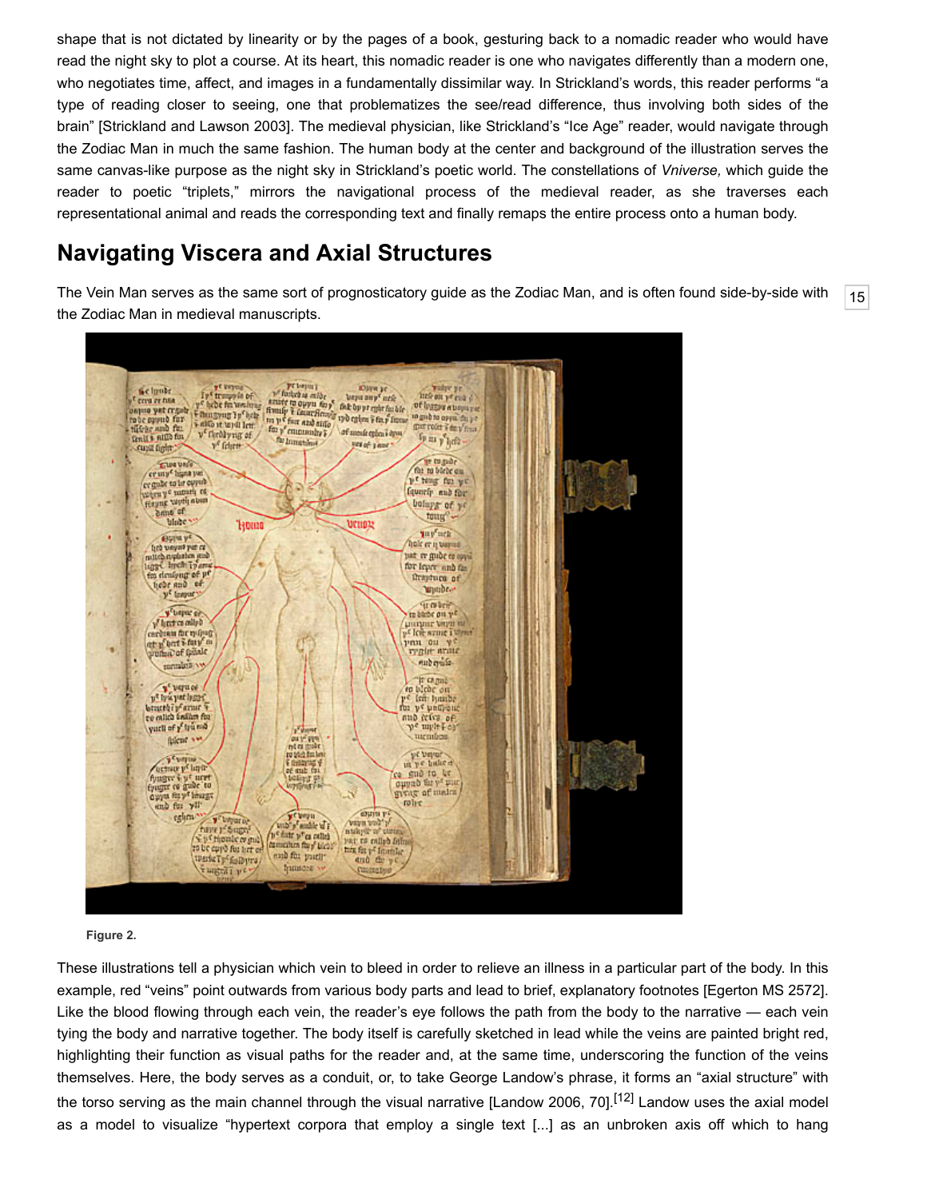shape that is not dictated by linearity or by the pages of a book, gesturing back to a nomadic reader who would have read the night sky to plot a course. At its heart, this nomadic reader is one who navigates differently than a modern one, who negotiates time, affect, and images in a fundamentally dissimilar way. In Strickland's words, this reader performs "a type of reading closer to seeing, one that problematizes the see/read difference, thus involving both sides of the brain" [Strickland and Lawson 2003]. The medieval physician, like Strickland's "Ice Age" reader, would navigate through the Zodiac Man in much the same fashion. The human body at the center and background of the illustration serves the same canvas-like purpose as the night sky in Strickland's poetic world. The constellations of *Vniverse,* which guide the reader to poetic "triplets," mirrors the navigational process of the medieval reader, as she traverses each representational animal and reads the corresponding text and finally remaps the entire process onto a human body.

## Navigating Viscera and Axial Structures

The Vein Man serves as the same sort of prognosticatory guide as the Zodiac Man, and is often found side-by-side with the Zodiac Man in medieval manuscripts.

**Figure 2.**

These illustrations tell a physician which vein to bleed in order to relieve an illness in a particular part of the body. In this example, red "veins" point outwards from various body parts and lead to brief, explanatory footnotes [Egerton MS 2572]. Like the blood flowing through each vein, the reader's eye follows the path from the body to the narrative — each vein tying the body and narrative together. The body itself is carefully sketched in lead while the veins are painted bright red, highlighting their function as visual paths for the reader and, at the same time, underscoring the function of the veins themselves. Here, the body serves as a conduit, or, to take George Landow's phrase, it forms an "axial structure" with the torso serving as the main channel through the visual narrative [Landow 2006, 70].[12] Landow uses the axial model as a model to visualize "hypertext corpora that employ a single text [...] as an unbroken axis off which to hang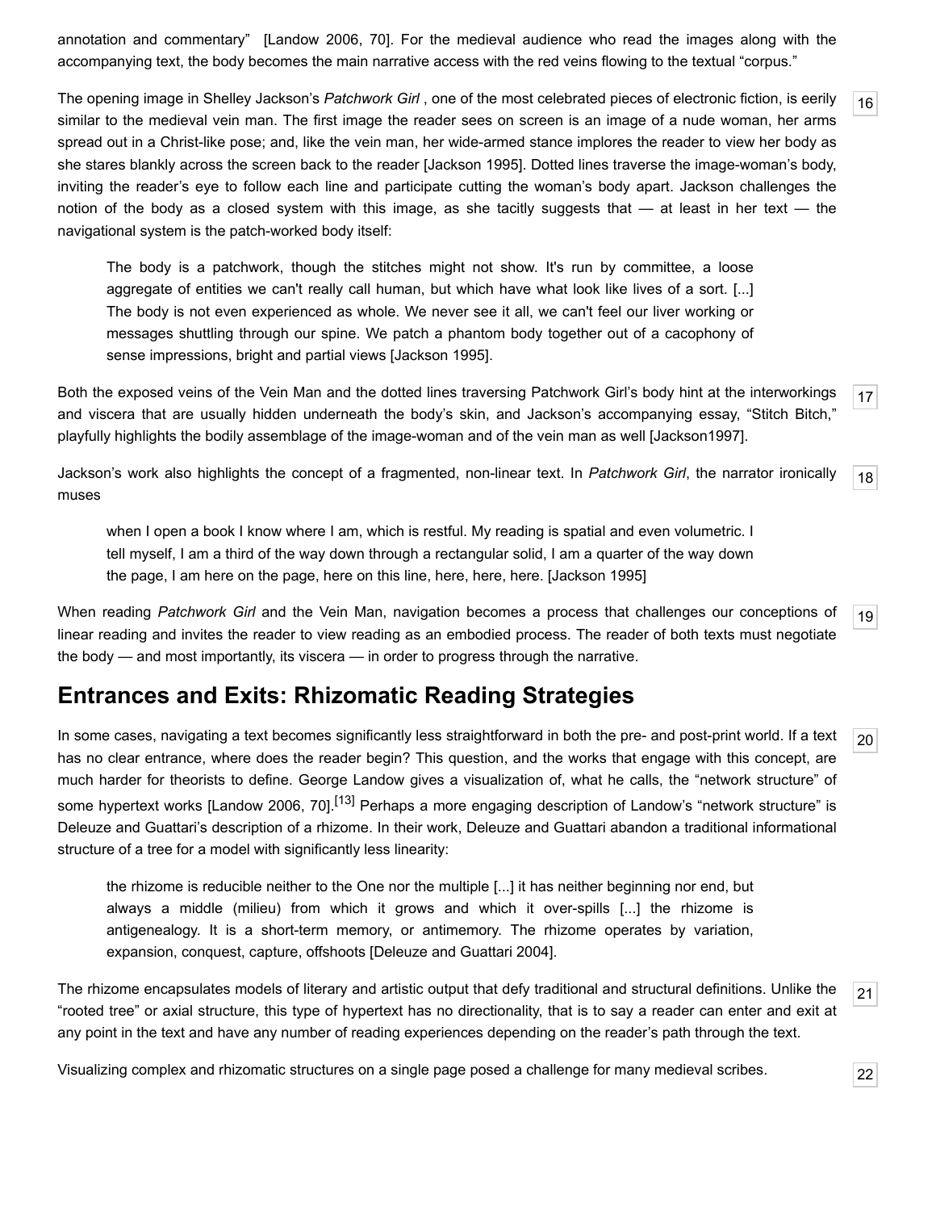annotation and commentary" [Landow 2006, 70]. For the medieval audience who read the images along with the accompanying text, the body becomes the main narrative access with the red veins flowing to the textual "corpus."

The opening image in Shelley Jackson's *Patchwork Girl* , one of the most celebrated pieces of electronic fiction, is eerily similar to the medieval vein man. The first image the reader sees on screen is an image of a nude woman, her arms spread out in a Christ-like pose; and, like the vein man, her wide-armed stance implores the reader to view her body as she stares blankly across the screen back to the reader [Jackson 1995]. Dotted lines traverse the image-woman's body, inviting the reader's eye to follow each line and participate cutting the woman's body apart. Jackson challenges the notion of the body as a closed system with this image, as she tacitly suggests that — at least in her text — the navigational system is the patch-worked body itself:

> The body is a patchwork, though the stitches might not show. It's run by committee, a loose aggregate of entities we can't really call human, but which have what look like lives of a sort. [...] The body is not even experienced as whole. We never see it all, we can't feel our liver working or messages shuttling through our spine. We patch a phantom body together out of a cacophony of sense impressions, bright and partial views [Jackson 1995].

Both the exposed veins of the Vein Man and the dotted lines traversing Patchwork Girl's body hint at the interworkings and viscera that are usually hidden underneath the body's skin, and Jackson's accompanying essay, "Stitch Bitch," playfully highlights the bodily assemblage of the image-woman and of the vein man as well [Jackson1997].

Jackson's work also highlights the concept of a fragmented, non-linear text. In *Patchwork Girl*, the narrator ironically muses

> when I open a book I know where I am, which is restful. My reading is spatial and even volumetric. I tell myself, I am a third of the way down through a rectangular solid, I am a quarter of the way down the page, I am here on the page, here on this line, here, here, here. [Jackson 1995]

When reading *Patchwork Girl* and the Vein Man, navigation becomes a process that challenges our conceptions of linear reading and invites the reader to view reading as an embodied process. The reader of both texts must negotiate the body — and most importantly, its viscera — in order to progress through the narrative.

## Entrances and Exits: Rhizomatic Reading Strategies

In some cases, navigating a text becomes significantly less straightforward in both the pre- and post-print world. If a text has no clear entrance, where does the reader begin? This question, and the works that engage with this concept, are much harder for theorists to define. George Landow gives a visualization of, what he calls, the "network structure" of some hypertext works [Landow 2006, 70].[13] Perhaps a more engaging description of Landow's "network structure" is Deleuze and Guattari's description of a rhizome. In their work, Deleuze and Guattari abandon a traditional informational structure of a tree for a model with significantly less linearity:

> the rhizome is reducible neither to the One nor the multiple [...] it has neither beginning nor end, but always a middle (milieu) from which it grows and which it over-spills [...] the rhizome is antigenealogy. It is a short-term memory, or antimemory. The rhizome operates by variation, expansion, conquest, capture, offshoots [Deleuze and Guattari 2004].

The rhizome encapsulates models of literary and artistic output that defy traditional and structural definitions. Unlike the "rooted tree" or axial structure, this type of hypertext has no directionality, that is to say a reader can enter and exit at any point in the text and have any number of reading experiences depending on the reader's path through the text.

Visualizing complex and rhizomatic structures on a single page posed a challenge for many medieval scribes.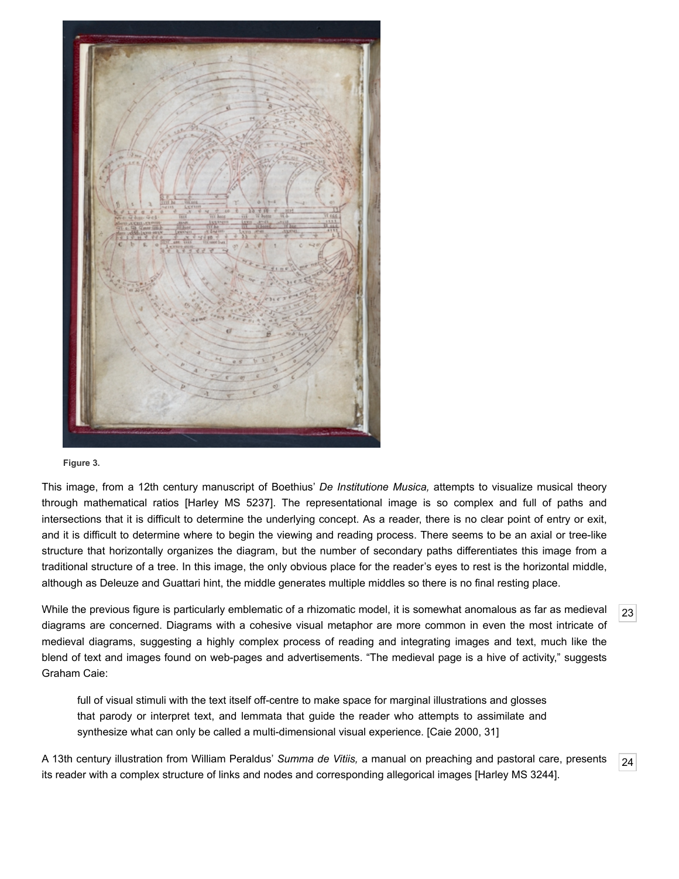Figure 3.

This image, from a 12th century manuscript of Boethius' *De Institutione Musica,* attempts to visualize musical theory through mathematical ratios [Harley MS 5237]. The representational image is so complex and full of paths and intersections that it is difficult to determine the underlying concept. As a reader, there is no clear point of entry or exit, and it is difficult to determine where to begin the viewing and reading process. There seems to be an axial or tree-like structure that horizontally organizes the diagram, but the number of secondary paths differentiates this image from a traditional structure of a tree. In this image, the only obvious place for the reader's eyes to rest is the horizontal middle, although as Deleuze and Guattari hint, the middle generates multiple middles so there is no final resting place.

23

While the previous figure is particularly emblematic of a rhizomatic model, it is somewhat anomalous as far as medieval diagrams are concerned. Diagrams with a cohesive visual metaphor are more common in even the most intricate of medieval diagrams, suggesting a highly complex process of reading and integrating images and text, much like the blend of text and images found on web-pages and advertisements. "The medieval page is a hive of activity," suggests Graham Caie:

> full of visual stimuli with the text itself off-centre to make space for marginal illustrations and glosses that parody or interpret text, and lemmata that guide the reader who attempts to assimilate and synthesize what can only be called a multi-dimensional visual experience. [Caie 2000, 31]

24

A 13th century illustration from William Peraldus' *Summa de Vitiis,* a manual on preaching and pastoral care, presents its reader with a complex structure of links and nodes and corresponding allegorical images [Harley MS 3244].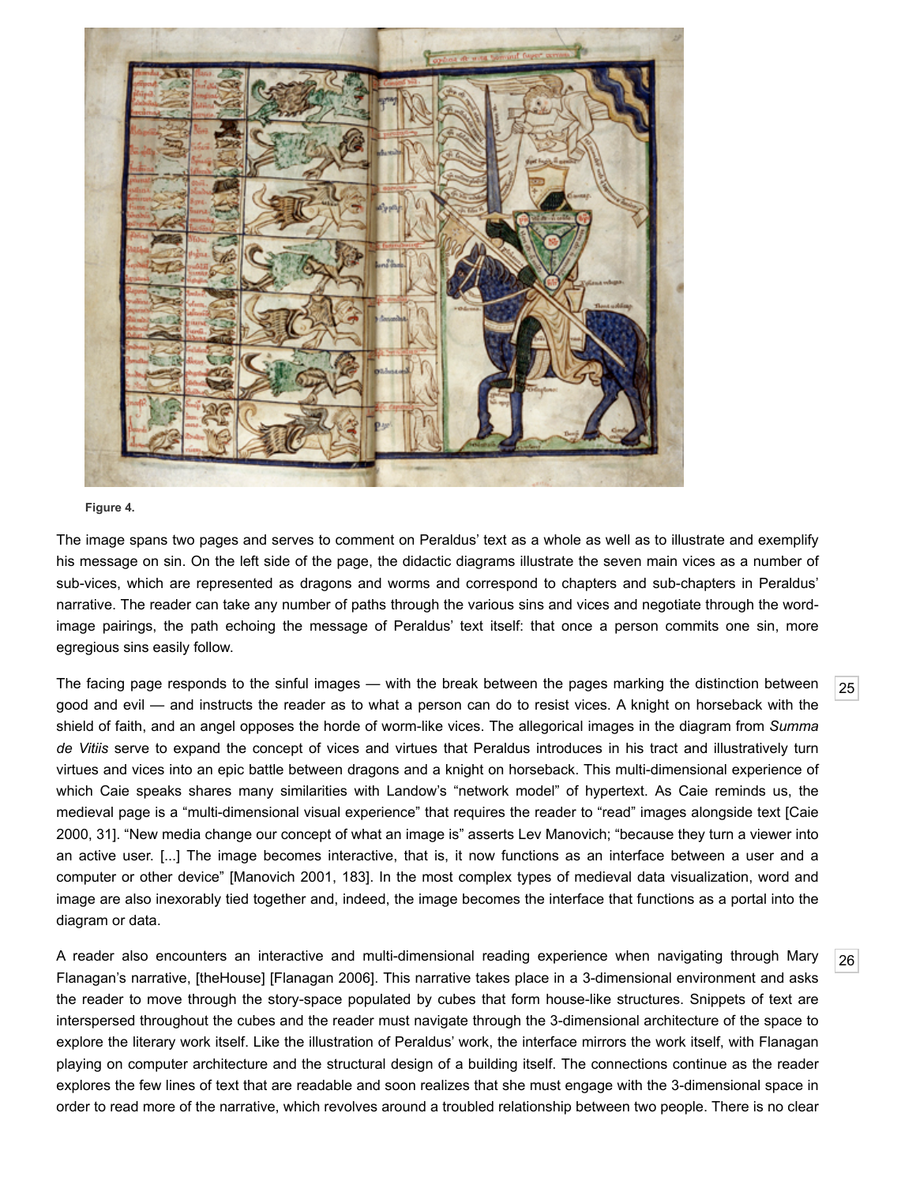Figure 4.

The image spans two pages and serves to comment on Peraldus' text as a whole as well as to illustrate and exemplify his message on sin. On the left side of the page, the didactic diagrams illustrate the seven main vices as a number of sub-vices, which are represented as dragons and worms and correspond to chapters and sub-chapters in Peraldus' narrative. The reader can take any number of paths through the various sins and vices and negotiate through the word-image pairings, the path echoing the message of Peraldus' text itself: that once a person commits one sin, more egregious sins easily follow.

The facing page responds to the sinful images — with the break between the pages marking the distinction between good and evil — and instructs the reader as to what a person can do to resist vices. A knight on horseback with the shield of faith, and an angel opposes the horde of worm-like vices. The allegorical images in the diagram from *Summa de Vitiis* serve to expand the concept of vices and virtues that Peraldus introduces in his tract and illustratively turn virtues and vices into an epic battle between dragons and a knight on horseback. This multi-dimensional experience of which Caie speaks shares many similarities with Landow's "network model" of hypertext. As Caie reminds us, the medieval page is a "multi-dimensional visual experience" that requires the reader to "read" images alongside text [Caie 2000, 31]. "New media change our concept of what an image is" asserts Lev Manovich; "because they turn a viewer into an active user. [...] The image becomes interactive, that is, it now functions as an interface between a user and a computer or other device" [Manovich 2001, 183]. In the most complex types of medieval data visualization, word and image are also inexorably tied together and, indeed, the image becomes the interface that functions as a portal into the diagram or data.

A reader also encounters an interactive and multi-dimensional reading experience when navigating through Mary Flanagan's narrative, [theHouse] [Flanagan 2006]. This narrative takes place in a 3-dimensional environment and asks the reader to move through the story-space populated by cubes that form house-like structures. Snippets of text are interspersed throughout the cubes and the reader must navigate through the 3-dimensional architecture of the space to explore the literary work itself. Like the illustration of Peraldus' work, the interface mirrors the work itself, with Flanagan playing on computer architecture and the structural design of a building itself. The connections continue as the reader explores the few lines of text that are readable and soon realizes that she must engage with the 3-dimensional space in order to read more of the narrative, which revolves around a troubled relationship between two people. There is no clear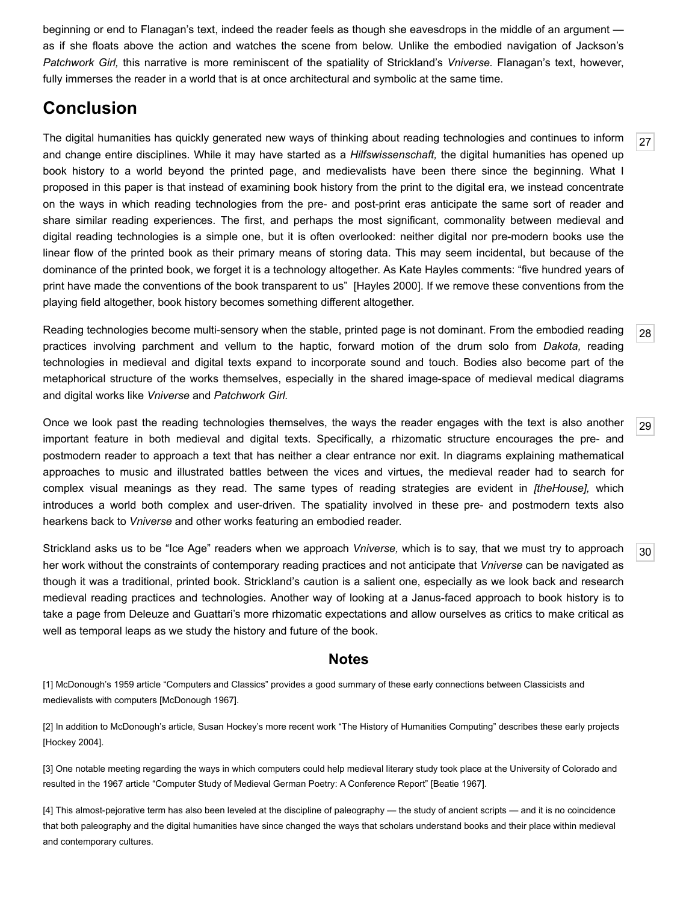beginning or end to Flanagan's text, indeed the reader feels as though she eavesdrops in the middle of an argument — as if she floats above the action and watches the scene from below. Unlike the embodied navigation of Jackson's *Patchwork Girl,* this narrative is more reminiscent of the spatiality of Strickland's *Vniverse.* Flanagan's text, however, fully immerses the reader in a world that is at once architectural and symbolic at the same time.

## Conclusion

[27] The digital humanities has quickly generated new ways of thinking about reading technologies and continues to inform and change entire disciplines. While it may have started as a *Hilfswissenschaft,* the digital humanities has opened up book history to a world beyond the printed page, and medievalists have been there since the beginning. What I proposed in this paper is that instead of examining book history from the print to the digital era, we instead concentrate on the ways in which reading technologies from the pre- and post-print eras anticipate the same sort of reader and share similar reading experiences. The first, and perhaps the most significant, commonality between medieval and digital reading technologies is a simple one, but it is often overlooked: neither digital nor pre-modern books use the linear flow of the printed book as their primary means of storing data. This may seem incidental, but because of the dominance of the printed book, we forget it is a technology altogether. As Kate Hayles comments: "five hundred years of print have made the conventions of the book transparent to us" [Hayles 2000]. If we remove these conventions from the playing field altogether, book history becomes something different altogether.

[28] Reading technologies become multi-sensory when the stable, printed page is not dominant. From the embodied reading practices involving parchment and vellum to the haptic, forward motion of the drum solo from *Dakota,* reading technologies in medieval and digital texts expand to incorporate sound and touch. Bodies also become part of the metaphorical structure of the works themselves, especially in the shared image-space of medieval medical diagrams and digital works like *Vniverse* and *Patchwork Girl.*

[29] Once we look past the reading technologies themselves, the ways the reader engages with the text is also another important feature in both medieval and digital texts. Specifically, a rhizomatic structure encourages the pre- and postmodern reader to approach a text that has neither a clear entrance nor exit. In diagrams explaining mathematical approaches to music and illustrated battles between the vices and virtues, the medieval reader had to search for complex visual meanings as they read. The same types of reading strategies are evident in *[theHouse],* which introduces a world both complex and user-driven. The spatiality involved in these pre- and postmodern texts also hearkens back to *Vniverse* and other works featuring an embodied reader.

[30] Strickland asks us to be "Ice Age" readers when we approach *Vniverse,* which is to say, that we must try to approach her work without the constraints of contemporary reading practices and not anticipate that *Vniverse* can be navigated as though it was a traditional, printed book. Strickland's caution is a salient one, especially as we look back and research medieval reading practices and technologies. Another way of looking at a Janus-faced approach to book history is to take a page from Deleuze and Guattari's more rhizomatic expectations and allow ourselves as critics to make critical as well as temporal leaps as we study the history and future of the book.

### Notes

[1] McDonough's 1959 article "Computers and Classics" provides a good summary of these early connections between Classicists and medievalists with computers [McDonough 1967].

[2] In addition to McDonough's article, Susan Hockey's more recent work "The History of Humanities Computing" describes these early projects [Hockey 2004].

[3] One notable meeting regarding the ways in which computers could help medieval literary study took place at the University of Colorado and resulted in the 1967 article "Computer Study of Medieval German Poetry: A Conference Report" [Beatie 1967].

[4] This almost-pejorative term has also been leveled at the discipline of paleography — the study of ancient scripts — and it is no coincidence that both paleography and the digital humanities have since changed the ways that scholars understand books and their place within medieval and contemporary cultures.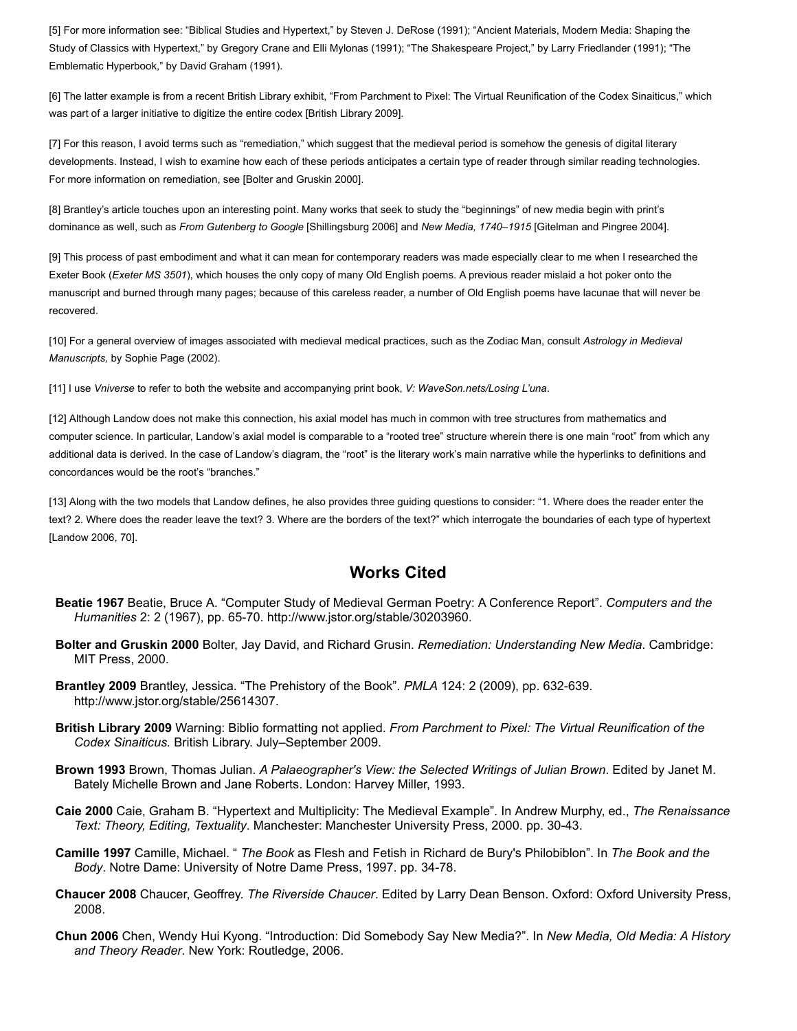[5] For more information see: "Biblical Studies and Hypertext," by Steven J. DeRose (1991); "Ancient Materials, Modern Media: Shaping the Study of Classics with Hypertext," by Gregory Crane and Elli Mylonas (1991); "The Shakespeare Project," by Larry Friedlander (1991); "The Emblematic Hyperbook," by David Graham (1991).

[6] The latter example is from a recent British Library exhibit, "From Parchment to Pixel: The Virtual Reunification of the Codex Sinaiticus," which was part of a larger initiative to digitize the entire codex [British Library 2009].

[7] For this reason, I avoid terms such as "remediation," which suggest that the medieval period is somehow the genesis of digital literary developments. Instead, I wish to examine how each of these periods anticipates a certain type of reader through similar reading technologies. For more information on remediation, see [Bolter and Gruskin 2000].

[8] Brantley's article touches upon an interesting point. Many works that seek to study the "beginnings" of new media begin with print's dominance as well, such as *From Gutenberg to Google* [Shillingsburg 2006] and *New Media, 1740–1915* [Gitelman and Pingree 2004].

[9] This process of past embodiment and what it can mean for contemporary readers was made especially clear to me when I researched the Exeter Book (*Exeter MS 3501*), which houses the only copy of many Old English poems. A previous reader mislaid a hot poker onto the manuscript and burned through many pages; because of this careless reader, a number of Old English poems have lacunae that will never be recovered.

[10] For a general overview of images associated with medieval medical practices, such as the Zodiac Man, consult *Astrology in Medieval Manuscripts,* by Sophie Page (2002).

[11] I use *Vniverse* to refer to both the website and accompanying print book, *V: WaveSon.nets/Losing L'una*.

[12] Although Landow does not make this connection, his axial model has much in common with tree structures from mathematics and computer science. In particular, Landow's axial model is comparable to a "rooted tree" structure wherein there is one main "root" from which any additional data is derived. In the case of Landow's diagram, the "root" is the literary work's main narrative while the hyperlinks to definitions and concordances would be the root's "branches."

[13] Along with the two models that Landow defines, he also provides three guiding questions to consider: "1. Where does the reader enter the text? 2. Where does the reader leave the text? 3. Where are the borders of the text?" which interrogate the boundaries of each type of hypertext [Landow 2006, 70].

## Works Cited

**Beatie 1967** Beatie, Bruce A. "Computer Study of Medieval German Poetry: A Conference Report". *Computers and the Humanities* 2: 2 (1967), pp. 65-70. http://www.jstor.org/stable/30203960.

**Bolter and Gruskin 2000** Bolter, Jay David, and Richard Grusin. *Remediation: Understanding New Media*. Cambridge: MIT Press, 2000.

**Brantley 2009** Brantley, Jessica. "The Prehistory of the Book". *PMLA* 124: 2 (2009), pp. 632-639. http://www.jstor.org/stable/25614307.

**British Library 2009** Warning: Biblio formatting not applied. *From Parchment to Pixel: The Virtual Reunification of the Codex Sinaiticus.* British Library. July–September 2009.

**Brown 1993** Brown, Thomas Julian. *A Palaeographer's View: the Selected Writings of Julian Brown*. Edited by Janet M. Bately Michelle Brown and Jane Roberts. London: Harvey Miller, 1993.

**Caie 2000** Caie, Graham B. "Hypertext and Multiplicity: The Medieval Example". In Andrew Murphy, ed., *The Renaissance Text: Theory, Editing, Textuality*. Manchester: Manchester University Press, 2000. pp. 30-43.

**Camille 1997** Camille, Michael. " *The Book* as Flesh and Fetish in Richard de Bury's Philobiblon". In *The Book and the Body*. Notre Dame: University of Notre Dame Press, 1997. pp. 34-78.

**Chaucer 2008** Chaucer, Geoffrey. *The Riverside Chaucer*. Edited by Larry Dean Benson. Oxford: Oxford University Press, 2008.

**Chun 2006** Chen, Wendy Hui Kyong. "Introduction: Did Somebody Say New Media?". In *New Media, Old Media: A History and Theory Reader*. New York: Routledge, 2006.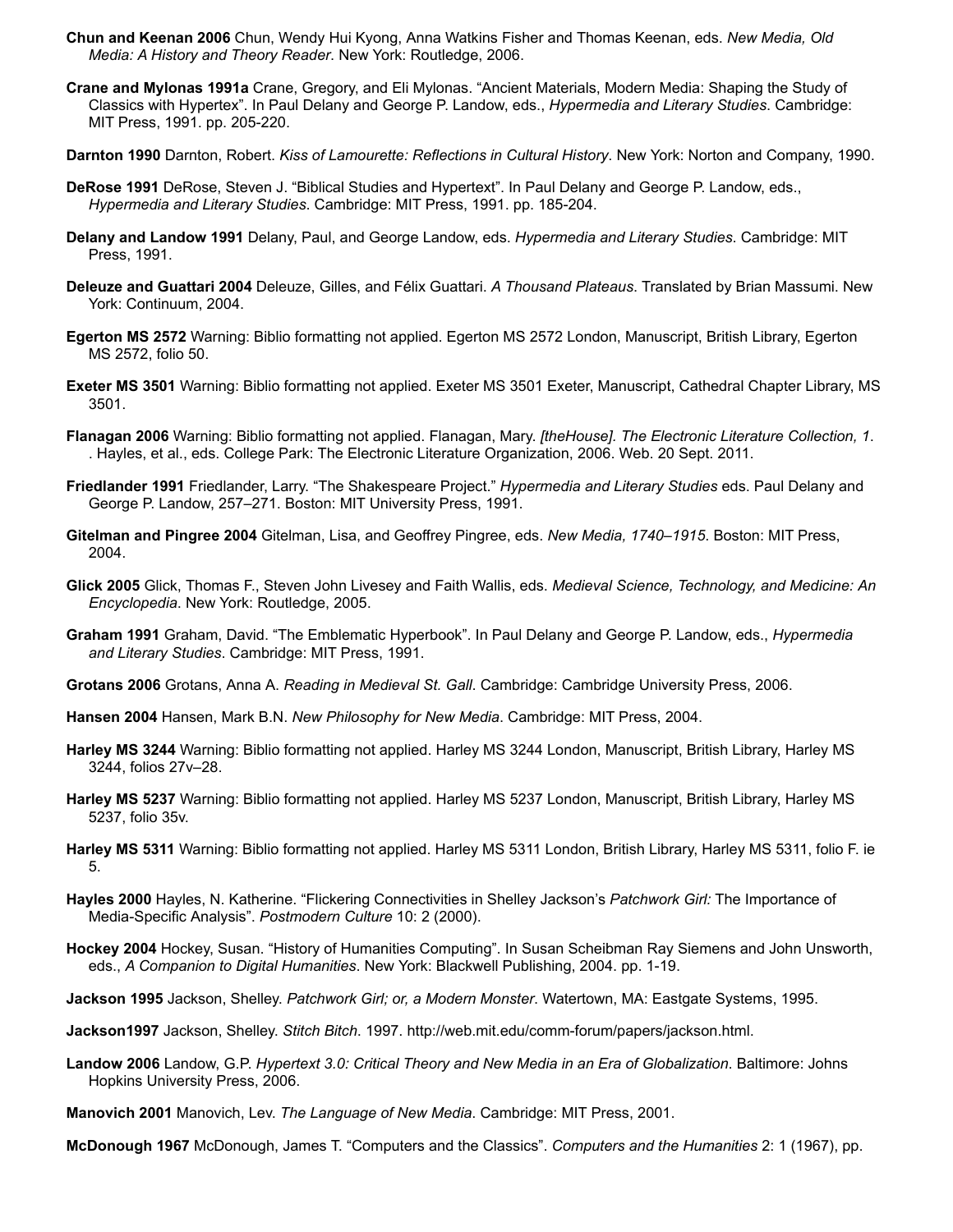**Chun and Keenan 2006** Chun, Wendy Hui Kyong, Anna Watkins Fisher and Thomas Keenan, eds. *New Media, Old Media: A History and Theory Reader*. New York: Routledge, 2006.

**Crane and Mylonas 1991a** Crane, Gregory, and Eli Mylonas. "Ancient Materials, Modern Media: Shaping the Study of Classics with Hypertex". In Paul Delany and George P. Landow, eds., *Hypermedia and Literary Studies*. Cambridge: MIT Press, 1991. pp. 205-220.

**Darnton 1990** Darnton, Robert. *Kiss of Lamourette: Reflections in Cultural History*. New York: Norton and Company, 1990.

**DeRose 1991** DeRose, Steven J. "Biblical Studies and Hypertext". In Paul Delany and George P. Landow, eds., *Hypermedia and Literary Studies*. Cambridge: MIT Press, 1991. pp. 185-204.

**Delany and Landow 1991** Delany, Paul, and George Landow, eds. *Hypermedia and Literary Studies*. Cambridge: MIT Press, 1991.

**Deleuze and Guattari 2004** Deleuze, Gilles, and Félix Guattari. *A Thousand Plateaus*. Translated by Brian Massumi. New York: Continuum, 2004.

**Egerton MS 2572** Warning: Biblio formatting not applied. Egerton MS 2572 London, Manuscript, British Library, Egerton MS 2572, folio 50.

**Exeter MS 3501** Warning: Biblio formatting not applied. Exeter MS 3501 Exeter, Manuscript, Cathedral Chapter Library, MS 3501.

**Flanagan 2006** Warning: Biblio formatting not applied. Flanagan, Mary. *[theHouse]. The Electronic Literature Collection, 1*. . Hayles, et al., eds. College Park: The Electronic Literature Organization, 2006. Web. 20 Sept. 2011.

**Friedlander 1991** Friedlander, Larry. "The Shakespeare Project." *Hypermedia and Literary Studies* eds. Paul Delany and George P. Landow, 257–271. Boston: MIT University Press, 1991.

**Gitelman and Pingree 2004** Gitelman, Lisa, and Geoffrey Pingree, eds. *New Media, 1740–1915*. Boston: MIT Press, 2004.

**Glick 2005** Glick, Thomas F., Steven John Livesey and Faith Wallis, eds. *Medieval Science, Technology, and Medicine: An Encyclopedia*. New York: Routledge, 2005.

**Graham 1991** Graham, David. "The Emblematic Hyperbook". In Paul Delany and George P. Landow, eds., *Hypermedia and Literary Studies*. Cambridge: MIT Press, 1991.

**Grotans 2006** Grotans, Anna A. *Reading in Medieval St. Gall*. Cambridge: Cambridge University Press, 2006.

**Hansen 2004** Hansen, Mark B.N. *New Philosophy for New Media*. Cambridge: MIT Press, 2004.

**Harley MS 3244** Warning: Biblio formatting not applied. Harley MS 3244 London, Manuscript, British Library, Harley MS 3244, folios 27v–28.

**Harley MS 5237** Warning: Biblio formatting not applied. Harley MS 5237 London, Manuscript, British Library, Harley MS 5237, folio 35v.

**Harley MS 5311** Warning: Biblio formatting not applied. Harley MS 5311 London, British Library, Harley MS 5311, folio F. ie 5.

**Hayles 2000** Hayles, N. Katherine. "Flickering Connectivities in Shelley Jackson's *Patchwork Girl:* The Importance of Media-Specific Analysis". *Postmodern Culture* 10: 2 (2000).

**Hockey 2004** Hockey, Susan. "History of Humanities Computing". In Susan Scheibman Ray Siemens and John Unsworth, eds., *A Companion to Digital Humanities*. New York: Blackwell Publishing, 2004. pp. 1-19.

**Jackson 1995** Jackson, Shelley. *Patchwork Girl; or, a Modern Monster*. Watertown, MA: Eastgate Systems, 1995.

**Jackson1997** Jackson, Shelley. *Stitch Bitch*. 1997. http://web.mit.edu/comm-forum/papers/jackson.html.

**Landow 2006** Landow, G.P. *Hypertext 3.0: Critical Theory and New Media in an Era of Globalization*. Baltimore: Johns Hopkins University Press, 2006.

**Manovich 2001** Manovich, Lev. *The Language of New Media*. Cambridge: MIT Press, 2001.

**McDonough 1967** McDonough, James T. "Computers and the Classics". *Computers and the Humanities* 2: 1 (1967), pp.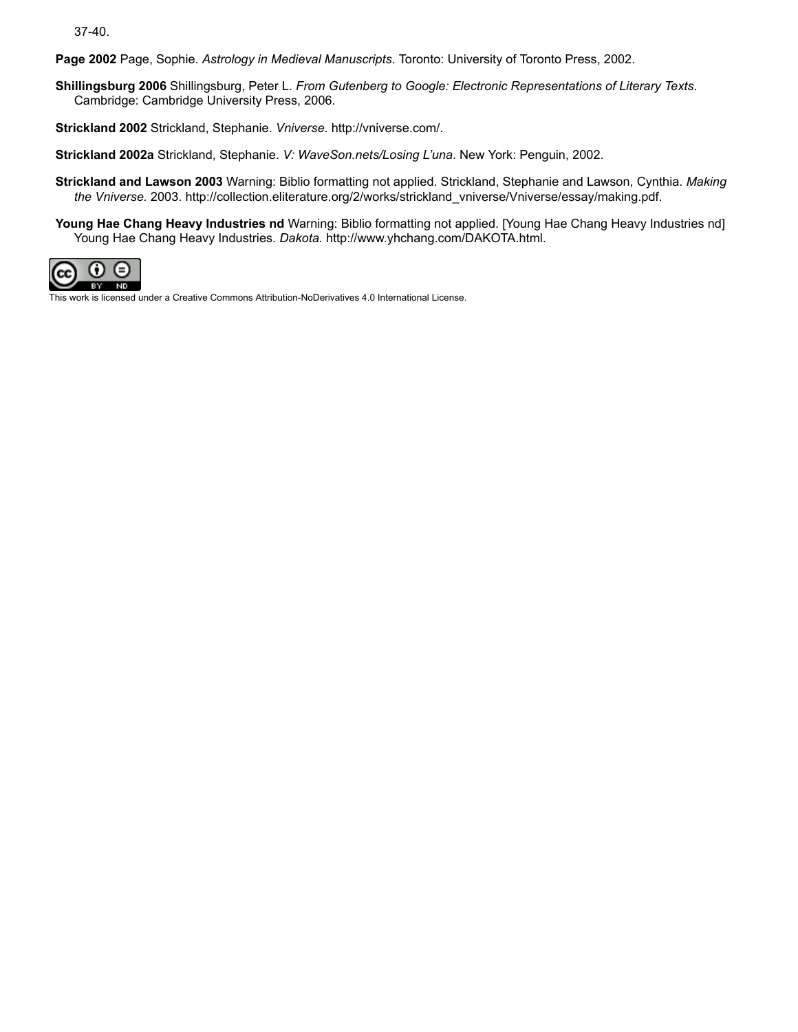37-40.

**Page 2002** Page, Sophie. *Astrology in Medieval Manuscripts*. Toronto: University of Toronto Press, 2002.

**Shillingsburg 2006** Shillingsburg, Peter L. *From Gutenberg to Google: Electronic Representations of Literary Texts*. Cambridge: Cambridge University Press, 2006.

**Strickland 2002** Strickland, Stephanie. *Vniverse*. http://vniverse.com/.

**Strickland 2002a** Strickland, Stephanie. *V: WaveSon.nets/Losing L'una*. New York: Penguin, 2002.

**Strickland and Lawson 2003** Warning: Biblio formatting not applied. Strickland, Stephanie and Lawson, Cynthia. *Making the Vniverse.* 2003. http://collection.eliterature.org/2/works/strickland_vniverse/Vniverse/essay/making.pdf.

**Young Hae Chang Heavy Industries nd** Warning: Biblio formatting not applied. [Young Hae Chang Heavy Industries nd] Young Hae Chang Heavy Industries. *Dakota.* http://www.yhchang.com/DAKOTA.html.

This work is licensed under a Creative Commons Attribution-NoDerivatives 4.0 International License.